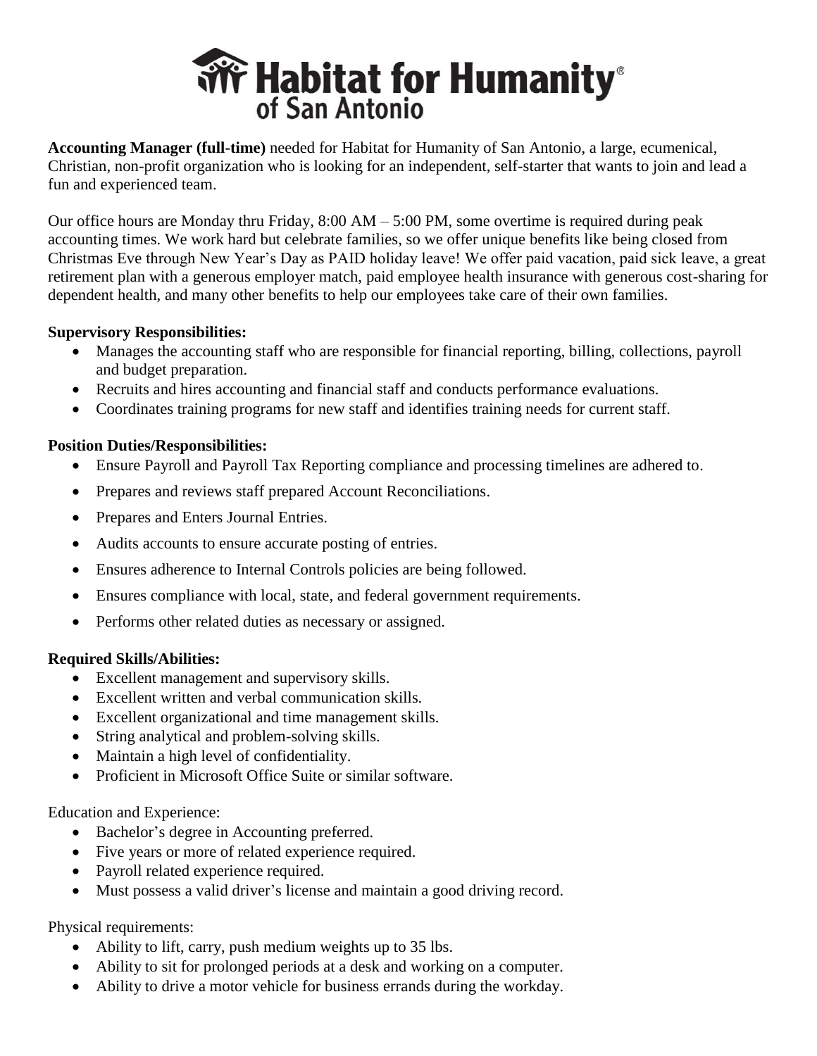# Habitat for Humanity® of San Antonio

**Accounting Manager (full-time)** needed for Habitat for Humanity of San Antonio, a large, ecumenical, Christian, non-profit organization who is looking for an independent, self-starter that wants to join and lead a fun and experienced team.

Our office hours are Monday thru Friday, 8:00 AM – 5:00 PM, some overtime is required during peak accounting times. We work hard but celebrate families, so we offer unique benefits like being closed from Christmas Eve through New Year's Day as PAID holiday leave! We offer paid vacation, paid sick leave, a great retirement plan with a generous employer match, paid employee health insurance with generous cost-sharing for dependent health, and many other benefits to help our employees take care of their own families.

**Supervisory Responsibilities:**

- Manages the accounting staff who are responsible for financial reporting, billing, collections, payroll and budget preparation.
- Recruits and hires accounting and financial staff and conducts performance evaluations.
- Coordinates training programs for new staff and identifies training needs for current staff.

**Position Duties/Responsibilities:**

- Ensure Payroll and Payroll Tax Reporting compliance and processing timelines are adhered to.
- Prepares and reviews staff prepared Account Reconciliations.
- Prepares and Enters Journal Entries.
- Audits accounts to ensure accurate posting of entries.
- Ensures adherence to Internal Controls policies are being followed.
- Ensures compliance with local, state, and federal government requirements.
- Performs other related duties as necessary or assigned.

**Required Skills/Abilities:**

- Excellent management and supervisory skills.
- Excellent written and verbal communication skills.
- Excellent organizational and time management skills.
- String analytical and problem-solving skills.
- Maintain a high level of confidentiality.
- Proficient in Microsoft Office Suite or similar software.

Education and Experience:

- Bachelor's degree in Accounting preferred.
- Five years or more of related experience required.
- Payroll related experience required.
- Must possess a valid driver's license and maintain a good driving record.

Physical requirements:

- Ability to lift, carry, push medium weights up to 35 lbs.
- Ability to sit for prolonged periods at a desk and working on a computer.
- Ability to drive a motor vehicle for business errands during the workday.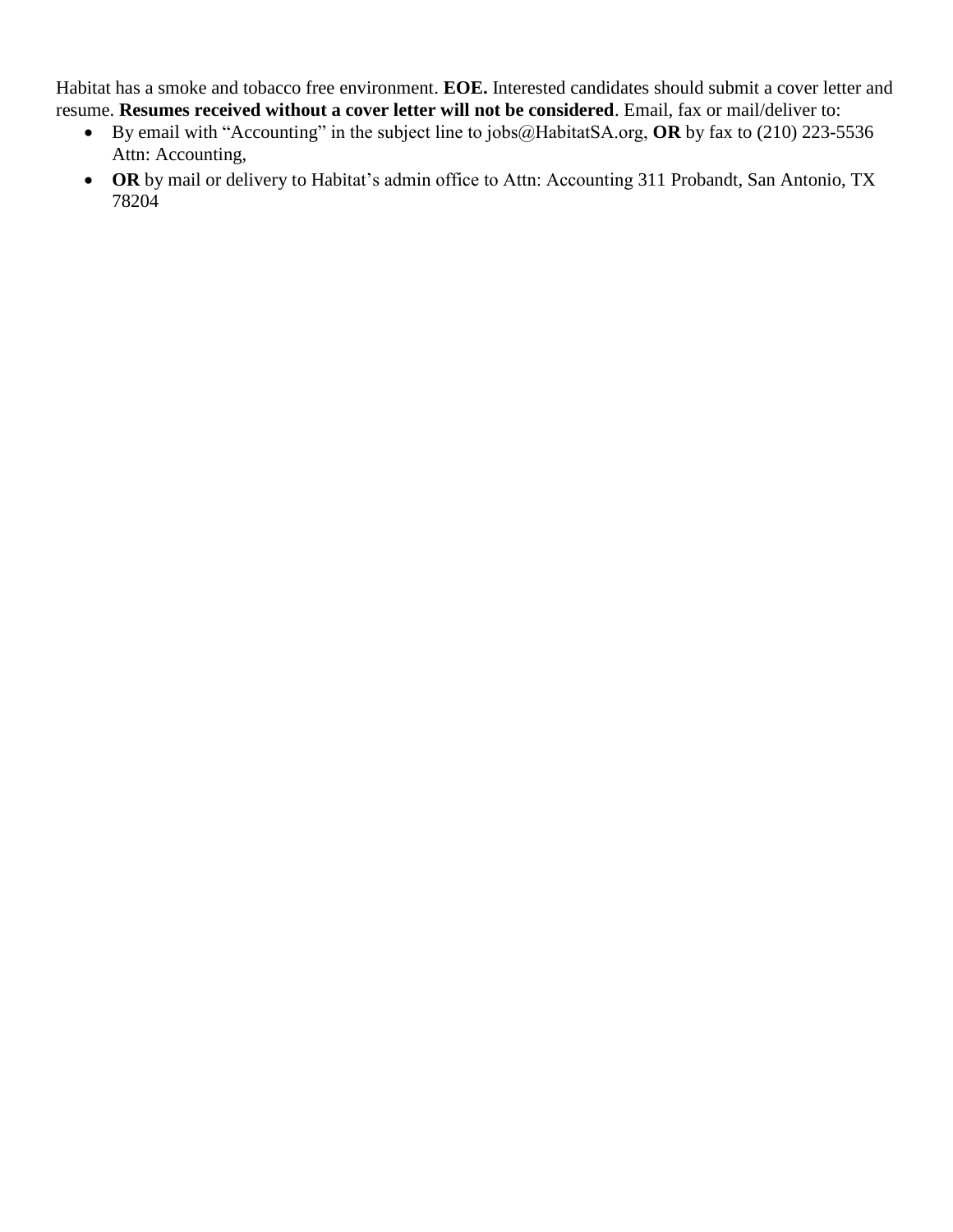Habitat has a smoke and tobacco free environment. **EOE.** Interested candidates should submit a cover letter and resume. **Resumes received without a cover letter will not be considered**. Email, fax or mail/deliver to:

- By email with "Accounting" in the subject line to jobs@HabitatSA.org, **OR** by fax to (210) 223-5536 Attn: Accounting,
- **OR** by mail or delivery to Habitat's admin office to Attn: Accounting 311 Probandt, San Antonio, TX 78204